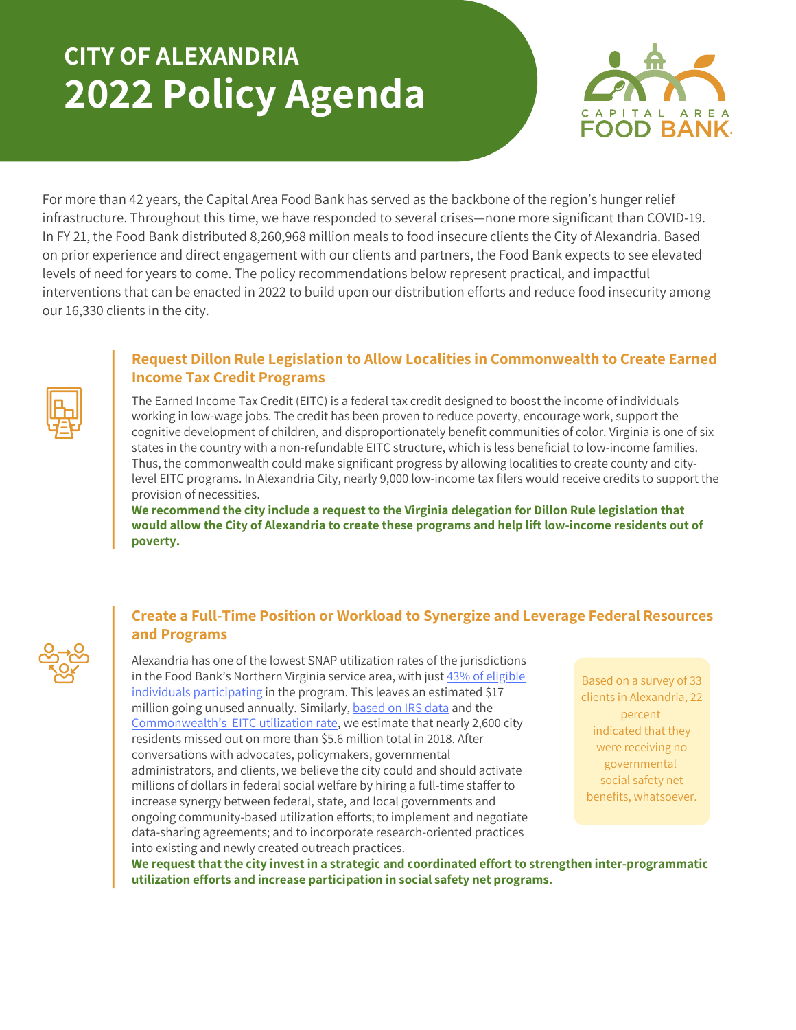# CITY OF ALEXANDRIA
# 2022 Policy Agenda

CAPITAL AREA FOOD BANK

For more than 42 years, the Capital Area Food Bank has served as the backbone of the region's hunger relief infrastructure. Throughout this time, we have responded to several crises—none more significant than COVID-19. In FY 21, the Food Bank distributed 8,260,968 million meals to food insecure clients the City of Alexandria. Based on prior experience and direct engagement with our clients and partners, the Food Bank expects to see elevated levels of need for years to come. The policy recommendations below represent practical, and impactful interventions that can be enacted in 2022 to build upon our distribution efforts and reduce food insecurity among our 16,330 clients in the city.

## Request Dillon Rule Legislation to Allow Localities in Commonwealth to Create Earned Income Tax Credit Programs

The Earned Income Tax Credit (EITC) is a federal tax credit designed to boost the income of individuals working in low-wage jobs. The credit has been proven to reduce poverty, encourage work, support the cognitive development of children, and disproportionately benefit communities of color. Virginia is one of six states in the country with a non-refundable EITC structure, which is less beneficial to low-income families. Thus, the commonwealth could make significant progress by allowing localities to create county and city-level EITC programs. In Alexandria City, nearly 9,000 low-income tax filers would receive credits to support the provision of necessities.

**We recommend the city include a request to the Virginia delegation for Dillon Rule legislation that would allow the City of Alexandria to create these programs and help lift low-income residents out of poverty.**

## Create a Full-Time Position or Workload to Synergize and Leverage Federal Resources and Programs

Alexandria has one of the lowest SNAP utilization rates of the jurisdictions in the Food Bank's Northern Virginia service area, with just 43% of eligible individuals participating in the program. This leaves an estimated $17 million going unused annually. Similarly, based on IRS data and the Commonwealth's EITC utilization rate, we estimate that nearly 2,600 city residents missed out on more than $5.6 million total in 2018. After conversations with advocates, policymakers, governmental administrators, and clients, we believe the city could and should activate millions of dollars in federal social welfare by hiring a full-time staffer to increase synergy between federal, state, and local governments and ongoing community-based utilization efforts; to implement and negotiate data-sharing agreements; and to incorporate research-oriented practices into existing and newly created outreach practices.

> Based on a survey of 33 clients in Alexandria, 22 percent indicated that they were receiving no governmental social safety net benefits, whatsoever.

**We request that the city invest in a strategic and coordinated effort to strengthen inter-programmatic utilization efforts and increase participation in social safety net programs.**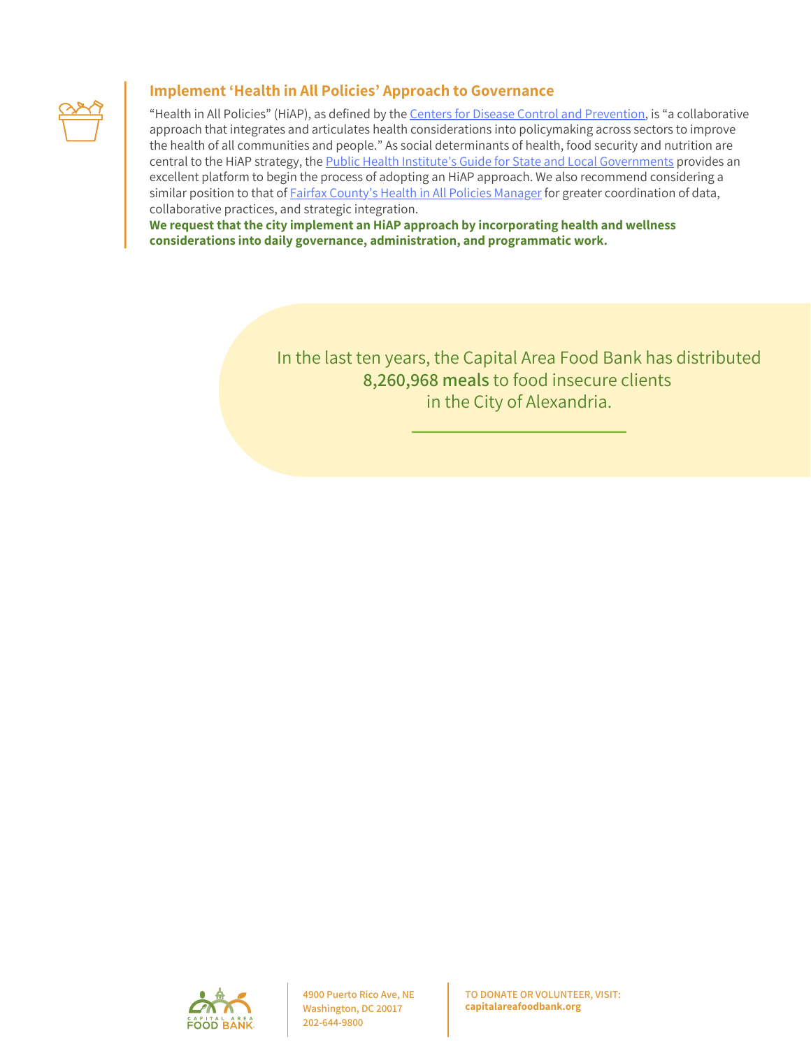### Implement 'Health in All Policies' Approach to Governance

"Health in All Policies" (HiAP), as defined by the Centers for Disease Control and Prevention, is "a collaborative approach that integrates and articulates health considerations into policymaking across sectors to improve the health of all communities and people." As social determinants of health, food security and nutrition are central to the HiAP strategy, the Public Health Institute's Guide for State and Local Governments provides an excellent platform to begin the process of adopting an HiAP approach. We also recommend considering a similar position to that of Fairfax County's Health in All Policies Manager for greater coordination of data, collaborative practices, and strategic integration.

**We request that the city implement an HiAP approach by incorporating health and wellness considerations into daily governance, administration, and programmatic work.**

In the last ten years, the Capital Area Food Bank has distributed **8,260,968 meals** to food insecure clients in the City of Alexandria.

Capital Area Food Bank

4900 Puerto Rico Ave, NE
Washington, DC 20017
202-644-9800

TO DONATE OR VOLUNTEER, VISIT:
**capitalareafoodbank.org**